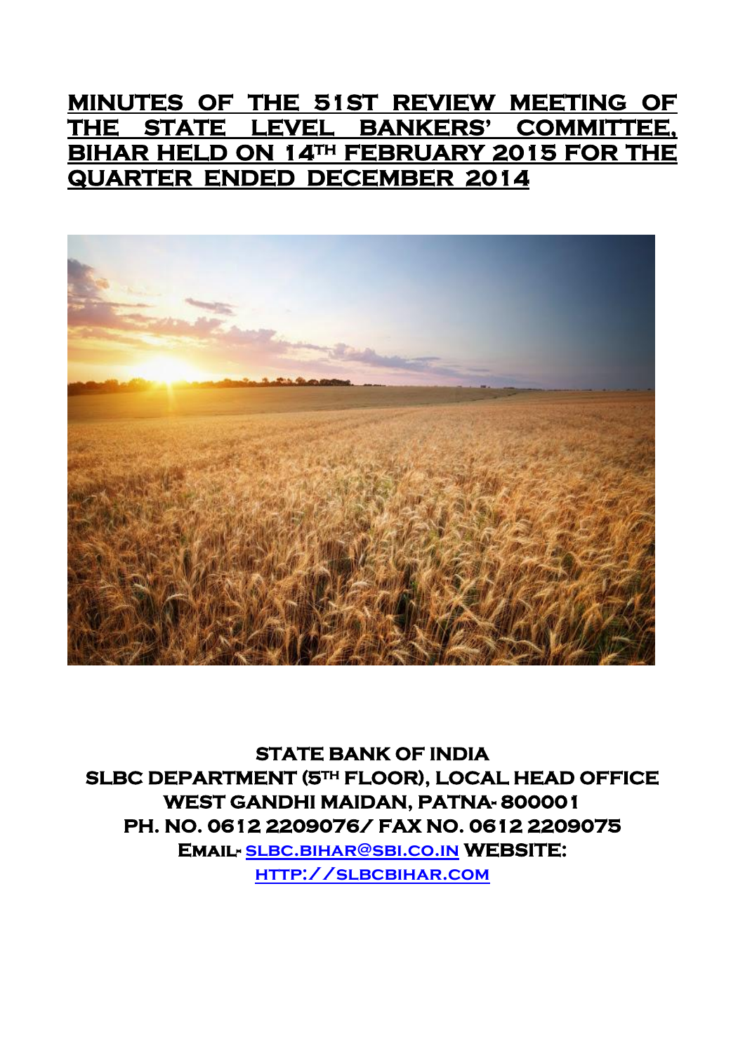# MINUTES OF THE 51ST REVIEW MEETING OF THE STATE LEVEL BANKERS' COMMITTEE, BIHAR HELD ON 14TH FEBRUARY 2015 FOR THE QUARTER ENDED DECEMBER 2014

**STATE BANK OF INDIA**
**SLBC DEPARTMENT (5TH FLOOR), LOCAL HEAD OFFICE**
**WEST GANDHI MAIDAN, PATNA- 800001**
**PH. NO. 0612 2209076/ FAX NO. 0612 2209075**
**EMAIL- slbc.bihar@sbi.co.in WEBSITE: http://slbcbihar.com**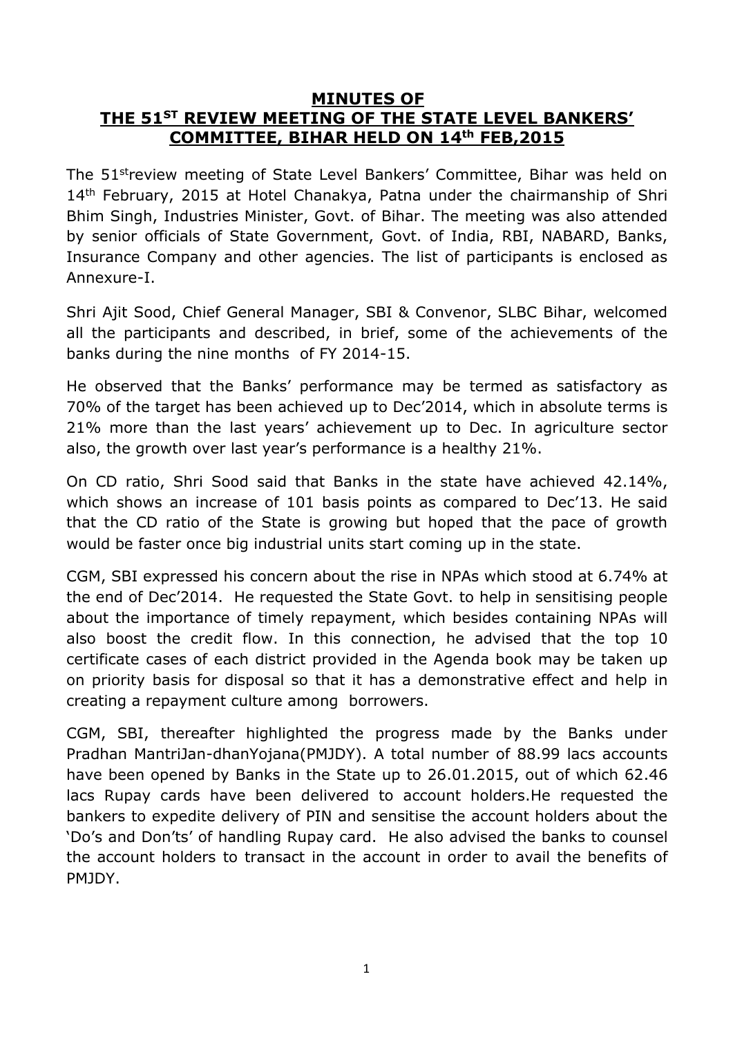# MINUTES OF THE 51ST REVIEW MEETING OF THE STATE LEVEL BANKERS' COMMITTEE, BIHAR HELD ON 14th FEB,2015

The 51streview meeting of State Level Bankers' Committee, Bihar was held on 14th February, 2015 at Hotel Chanakya, Patna under the chairmanship of Shri Bhim Singh, Industries Minister, Govt. of Bihar. The meeting was also attended by senior officials of State Government, Govt. of India, RBI, NABARD, Banks, Insurance Company and other agencies. The list of participants is enclosed as Annexure-I.

Shri Ajit Sood, Chief General Manager, SBI & Convenor, SLBC Bihar, welcomed all the participants and described, in brief, some of the achievements of the banks during the nine months of FY 2014-15.

He observed that the Banks' performance may be termed as satisfactory as 70% of the target has been achieved up to Dec'2014, which in absolute terms is 21% more than the last years' achievement up to Dec. In agriculture sector also, the growth over last year's performance is a healthy 21%.

On CD ratio, Shri Sood said that Banks in the state have achieved 42.14%, which shows an increase of 101 basis points as compared to Dec'13. He said that the CD ratio of the State is growing but hoped that the pace of growth would be faster once big industrial units start coming up in the state.

CGM, SBI expressed his concern about the rise in NPAs which stood at 6.74% at the end of Dec'2014. He requested the State Govt. to help in sensitising people about the importance of timely repayment, which besides containing NPAs will also boost the credit flow. In this connection, he advised that the top 10 certificate cases of each district provided in the Agenda book may be taken up on priority basis for disposal so that it has a demonstrative effect and help in creating a repayment culture among borrowers.

CGM, SBI, thereafter highlighted the progress made by the Banks under Pradhan MantriJan-dhanYojana(PMJDY). A total number of 88.99 lacs accounts have been opened by Banks in the State up to 26.01.2015, out of which 62.46 lacs Rupay cards have been delivered to account holders.He requested the bankers to expedite delivery of PIN and sensitise the account holders about the 'Do's and Don'ts' of handling Rupay card. He also advised the banks to counsel the account holders to transact in the account in order to avail the benefits of PMJDY.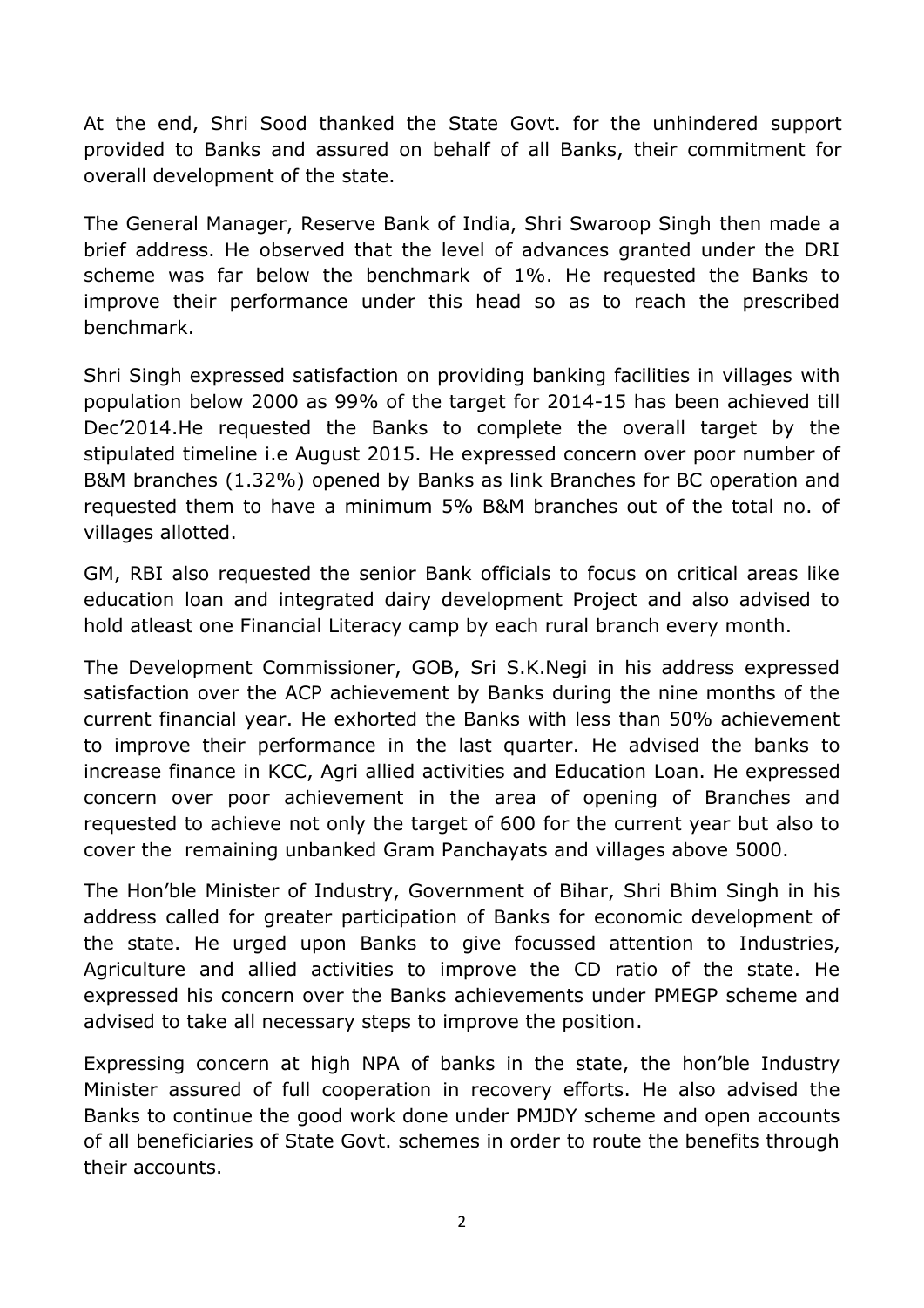At the end, Shri Sood thanked the State Govt. for the unhindered support provided to Banks and assured on behalf of all Banks, their commitment for overall development of the state.

The General Manager, Reserve Bank of India, Shri Swaroop Singh then made a brief address. He observed that the level of advances granted under the DRI scheme was far below the benchmark of 1%. He requested the Banks to improve their performance under this head so as to reach the prescribed benchmark.

Shri Singh expressed satisfaction on providing banking facilities in villages with population below 2000 as 99% of the target for 2014-15 has been achieved till Dec'2014.He requested the Banks to complete the overall target by the stipulated timeline i.e August 2015. He expressed concern over poor number of B&M branches (1.32%) opened by Banks as link Branches for BC operation and requested them to have a minimum 5% B&M branches out of the total no. of villages allotted.

GM, RBI also requested the senior Bank officials to focus on critical areas like education loan and integrated dairy development Project and also advised to hold atleast one Financial Literacy camp by each rural branch every month.

The Development Commissioner, GOB, Sri S.K.Negi in his address expressed satisfaction over the ACP achievement by Banks during the nine months of the current financial year. He exhorted the Banks with less than 50% achievement to improve their performance in the last quarter. He advised the banks to increase finance in KCC, Agri allied activities and Education Loan. He expressed concern over poor achievement in the area of opening of Branches and requested to achieve not only the target of 600 for the current year but also to cover the remaining unbanked Gram Panchayats and villages above 5000.

The Hon'ble Minister of Industry, Government of Bihar, Shri Bhim Singh in his address called for greater participation of Banks for economic development of the state. He urged upon Banks to give focussed attention to Industries, Agriculture and allied activities to improve the CD ratio of the state. He expressed his concern over the Banks achievements under PMEGP scheme and advised to take all necessary steps to improve the position.

Expressing concern at high NPA of banks in the state, the hon'ble Industry Minister assured of full cooperation in recovery efforts. He also advised the Banks to continue the good work done under PMJDY scheme and open accounts of all beneficiaries of State Govt. schemes in order to route the benefits through their accounts.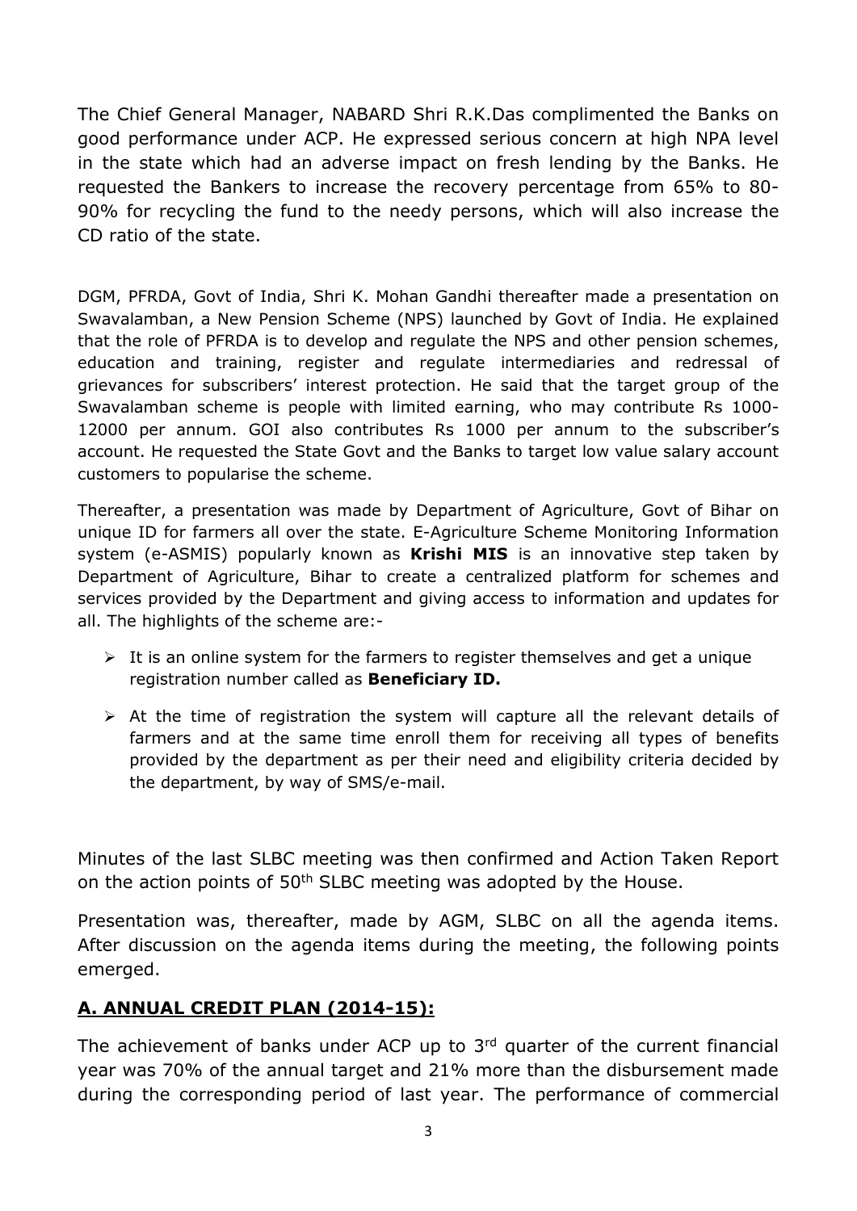The Chief General Manager, NABARD Shri R.K.Das complimented the Banks on good performance under ACP. He expressed serious concern at high NPA level in the state which had an adverse impact on fresh lending by the Banks. He requested the Bankers to increase the recovery percentage from 65% to 80-90% for recycling the fund to the needy persons, which will also increase the CD ratio of the state.

DGM, PFRDA, Govt of India, Shri K. Mohan Gandhi thereafter made a presentation on Swavalamban, a New Pension Scheme (NPS) launched by Govt of India. He explained that the role of PFRDA is to develop and regulate the NPS and other pension schemes, education and training, register and regulate intermediaries and redressal of grievances for subscribers' interest protection. He said that the target group of the Swavalamban scheme is people with limited earning, who may contribute Rs 1000-12000 per annum. GOI also contributes Rs 1000 per annum to the subscriber's account. He requested the State Govt and the Banks to target low value salary account customers to popularise the scheme.

Thereafter, a presentation was made by Department of Agriculture, Govt of Bihar on unique ID for farmers all over the state. E-Agriculture Scheme Monitoring Information system (e-ASMIS) popularly known as **Krishi MIS** is an innovative step taken by Department of Agriculture, Bihar to create a centralized platform for schemes and services provided by the Department and giving access to information and updates for all. The highlights of the scheme are:-

- It is an online system for the farmers to register themselves and get a unique registration number called as **Beneficiary ID.**
- At the time of registration the system will capture all the relevant details of farmers and at the same time enroll them for receiving all types of benefits provided by the department as per their need and eligibility criteria decided by the department, by way of SMS/e-mail.

Minutes of the last SLBC meeting was then confirmed and Action Taken Report on the action points of 50th SLBC meeting was adopted by the House.

Presentation was, thereafter, made by AGM, SLBC on all the agenda items. After discussion on the agenda items during the meeting, the following points emerged.

## A. ANNUAL CREDIT PLAN (2014-15):

The achievement of banks under ACP up to 3rd quarter of the current financial year was 70% of the annual target and 21% more than the disbursement made during the corresponding period of last year. The performance of commercial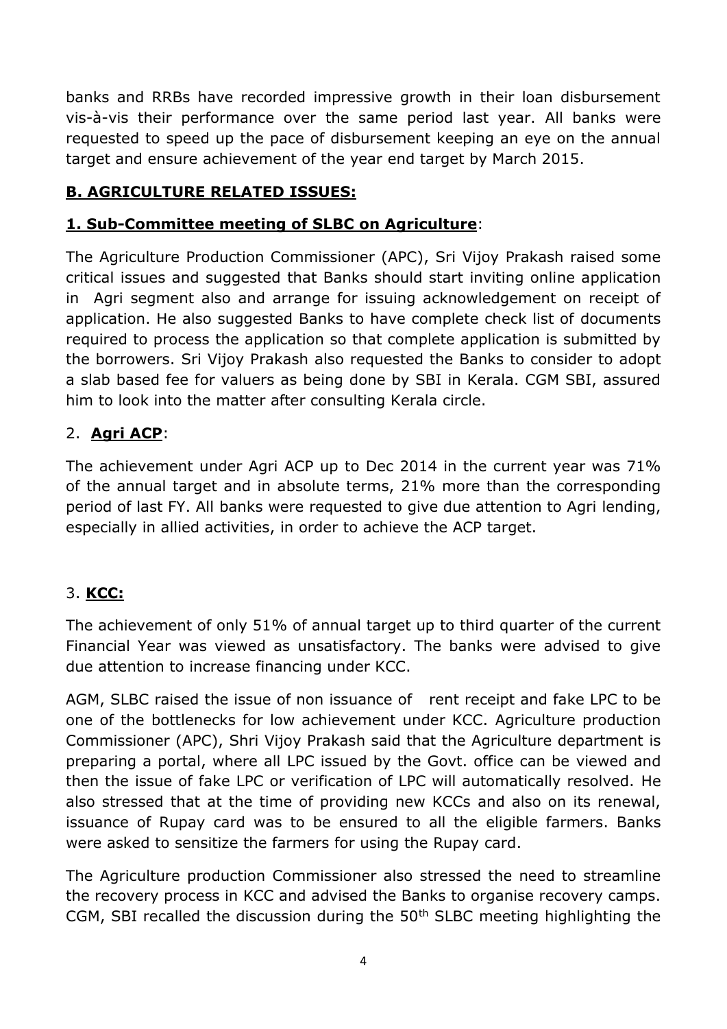banks and RRBs have recorded impressive growth in their loan disbursement vis-à-vis their performance over the same period last year. All banks were requested to speed up the pace of disbursement keeping an eye on the annual target and ensure achievement of the year end target by March 2015.

## B. AGRICULTURE RELATED ISSUES:

### 1. Sub-Committee meeting of SLBC on Agriculture:

The Agriculture Production Commissioner (APC), Sri Vijoy Prakash raised some critical issues and suggested that Banks should start inviting online application in Agri segment also and arrange for issuing acknowledgement on receipt of application. He also suggested Banks to have complete check list of documents required to process the application so that complete application is submitted by the borrowers. Sri Vijoy Prakash also requested the Banks to consider to adopt a slab based fee for valuers as being done by SBI in Kerala. CGM SBI, assured him to look into the matter after consulting Kerala circle.

### 2. Agri ACP:

The achievement under Agri ACP up to Dec 2014 in the current year was 71% of the annual target and in absolute terms, 21% more than the corresponding period of last FY. All banks were requested to give due attention to Agri lending, especially in allied activities, in order to achieve the ACP target.

### 3. KCC:

The achievement of only 51% of annual target up to third quarter of the current Financial Year was viewed as unsatisfactory. The banks were advised to give due attention to increase financing under KCC.

AGM, SLBC raised the issue of non issuance of rent receipt and fake LPC to be one of the bottlenecks for low achievement under KCC. Agriculture production Commissioner (APC), Shri Vijoy Prakash said that the Agriculture department is preparing a portal, where all LPC issued by the Govt. office can be viewed and then the issue of fake LPC or verification of LPC will automatically resolved. He also stressed that at the time of providing new KCCs and also on its renewal, issuance of Rupay card was to be ensured to all the eligible farmers. Banks were asked to sensitize the farmers for using the Rupay card.

The Agriculture production Commissioner also stressed the need to streamline the recovery process in KCC and advised the Banks to organise recovery camps. CGM, SBI recalled the discussion during the 50th SLBC meeting highlighting the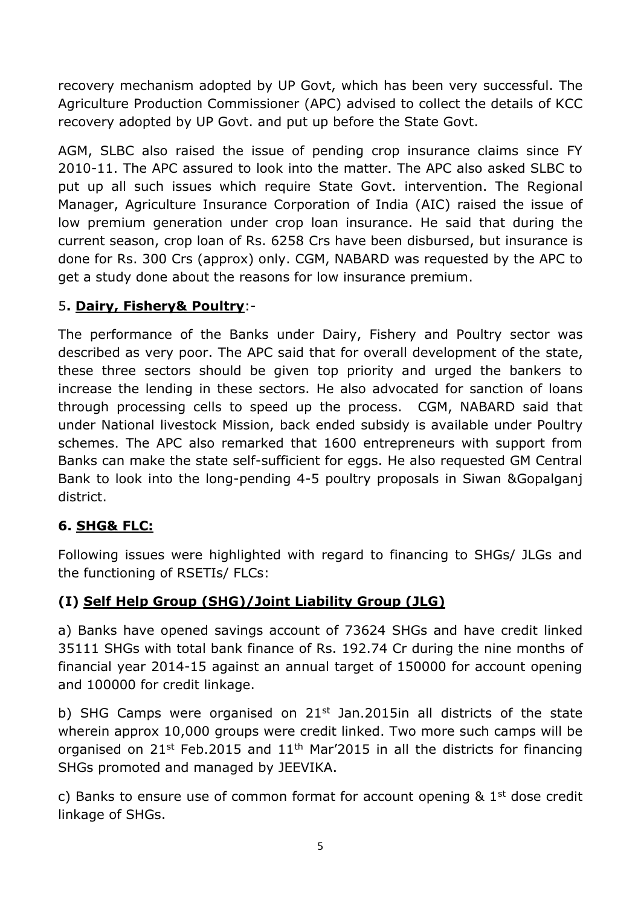recovery mechanism adopted by UP Govt, which has been very successful. The Agriculture Production Commissioner (APC) advised to collect the details of KCC recovery adopted by UP Govt. and put up before the State Govt.

AGM, SLBC also raised the issue of pending crop insurance claims since FY 2010-11. The APC assured to look into the matter. The APC also asked SLBC to put up all such issues which require State Govt. intervention. The Regional Manager, Agriculture Insurance Corporation of India (AIC) raised the issue of low premium generation under crop loan insurance. He said that during the current season, crop loan of Rs. 6258 Crs have been disbursed, but insurance is done for Rs. 300 Crs (approx) only. CGM, NABARD was requested by the APC to get a study done about the reasons for low insurance premium.

## 5. <u>Dairy, Fishery& Poultry</u>:-

The performance of the Banks under Dairy, Fishery and Poultry sector was described as very poor. The APC said that for overall development of the state, these three sectors should be given top priority and urged the bankers to increase the lending in these sectors. He also advocated for sanction of loans through processing cells to speed up the process. CGM, NABARD said that under National livestock Mission, back ended subsidy is available under Poultry schemes. The APC also remarked that 1600 entrepreneurs with support from Banks can make the state self-sufficient for eggs. He also requested GM Central Bank to look into the long-pending 4-5 poultry proposals in Siwan &Gopalganj district.

## 6. <u>SHG& FLC:</u>

Following issues were highlighted with regard to financing to SHGs/ JLGs and the functioning of RSETIs/ FLCs:

### (I) <u>Self Help Group (SHG)/Joint Liability Group (JLG)</u>

a) Banks have opened savings account of 73624 SHGs and have credit linked 35111 SHGs with total bank finance of Rs. 192.74 Cr during the nine months of financial year 2014-15 against an annual target of 150000 for account opening and 100000 for credit linkage.

b) SHG Camps were organised on 21st Jan.2015in all districts of the state wherein approx 10,000 groups were credit linked. Two more such camps will be organised on 21st Feb.2015 and 11th Mar'2015 in all the districts for financing SHGs promoted and managed by JEEVIKA.

c) Banks to ensure use of common format for account opening & 1st dose credit linkage of SHGs.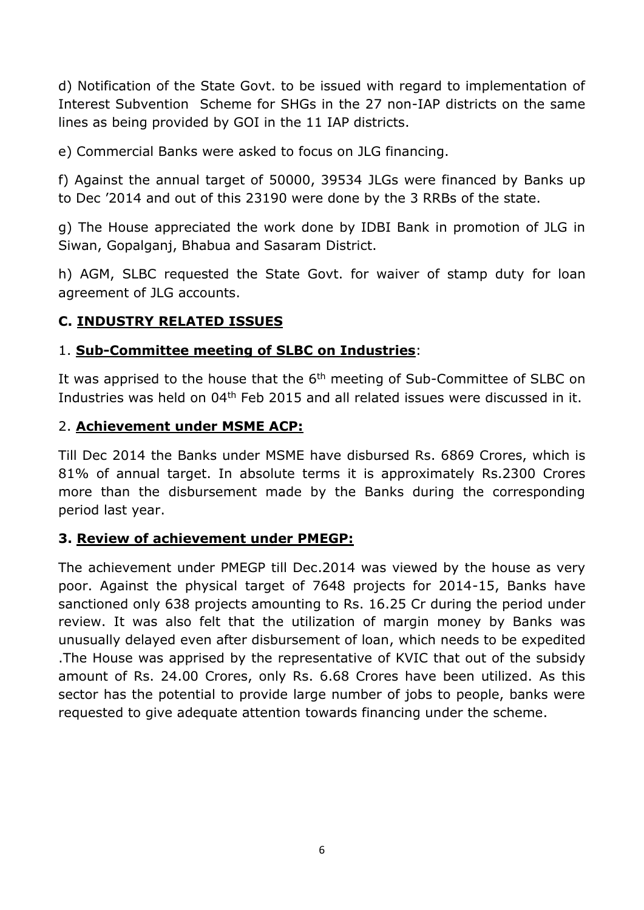d) Notification of the State Govt. to be issued with regard to implementation of Interest Subvention Scheme for SHGs in the 27 non-IAP districts on the same lines as being provided by GOI in the 11 IAP districts.

e) Commercial Banks were asked to focus on JLG financing.

f) Against the annual target of 50000, 39534 JLGs were financed by Banks up to Dec '2014 and out of this 23190 were done by the 3 RRBs of the state.

g) The House appreciated the work done by IDBI Bank in promotion of JLG in Siwan, Gopalganj, Bhabua and Sasaram District.

h) AGM, SLBC requested the State Govt. for waiver of stamp duty for loan agreement of JLG accounts.

## C. <u>INDUSTRY RELATED ISSUES</u>

### 1. **<u>Sub-Committee meeting of SLBC on Industries</u>**:

It was apprised to the house that the 6th meeting of Sub-Committee of SLBC on Industries was held on 04th Feb 2015 and all related issues were discussed in it.

### 2. **<u>Achievement under MSME ACP:</u>**

Till Dec 2014 the Banks under MSME have disbursed Rs. 6869 Crores, which is 81% of annual target. In absolute terms it is approximately Rs.2300 Crores more than the disbursement made by the Banks during the corresponding period last year.

### 3. **<u>Review of achievement under PMEGP:</u>**

The achievement under PMEGP till Dec.2014 was viewed by the house as very poor. Against the physical target of 7648 projects for 2014-15, Banks have sanctioned only 638 projects amounting to Rs. 16.25 Cr during the period under review. It was also felt that the utilization of margin money by Banks was unusually delayed even after disbursement of loan, which needs to be expedited .The House was apprised by the representative of KVIC that out of the subsidy amount of Rs. 24.00 Crores, only Rs. 6.68 Crores have been utilized. As this sector has the potential to provide large number of jobs to people, banks were requested to give adequate attention towards financing under the scheme.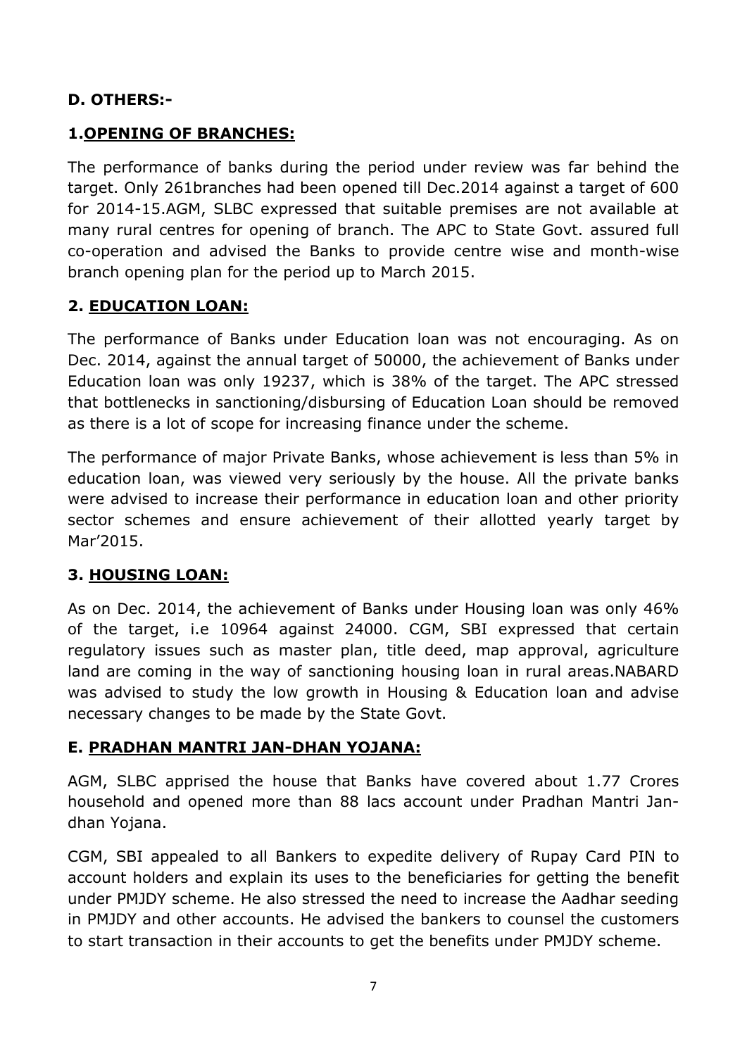## D. OTHERS:-

### 1. OPENING OF BRANCHES:

The performance of banks during the period under review was far behind the target. Only 261branches had been opened till Dec.2014 against a target of 600 for 2014-15.AGM, SLBC expressed that suitable premises are not available at many rural centres for opening of branch. The APC to State Govt. assured full co-operation and advised the Banks to provide centre wise and month-wise branch opening plan for the period up to March 2015.

### 2. EDUCATION LOAN:

The performance of Banks under Education loan was not encouraging. As on Dec. 2014, against the annual target of 50000, the achievement of Banks under Education loan was only 19237, which is 38% of the target. The APC stressed that bottlenecks in sanctioning/disbursing of Education Loan should be removed as there is a lot of scope for increasing finance under the scheme.

The performance of major Private Banks, whose achievement is less than 5% in education loan, was viewed very seriously by the house. All the private banks were advised to increase their performance in education loan and other priority sector schemes and ensure achievement of their allotted yearly target by Mar'2015.

### 3. HOUSING LOAN:

As on Dec. 2014, the achievement of Banks under Housing loan was only 46% of the target, i.e 10964 against 24000. CGM, SBI expressed that certain regulatory issues such as master plan, title deed, map approval, agriculture land are coming in the way of sanctioning housing loan in rural areas.NABARD was advised to study the low growth in Housing & Education loan and advise necessary changes to be made by the State Govt.

## E. PRADHAN MANTRI JAN-DHAN YOJANA:

AGM, SLBC apprised the house that Banks have covered about 1.77 Crores household and opened more than 88 lacs account under Pradhan Mantri Jan-dhan Yojana.

CGM, SBI appealed to all Bankers to expedite delivery of Rupay Card PIN to account holders and explain its uses to the beneficiaries for getting the benefit under PMJDY scheme. He also stressed the need to increase the Aadhar seeding in PMJDY and other accounts. He advised the bankers to counsel the customers to start transaction in their accounts to get the benefits under PMJDY scheme.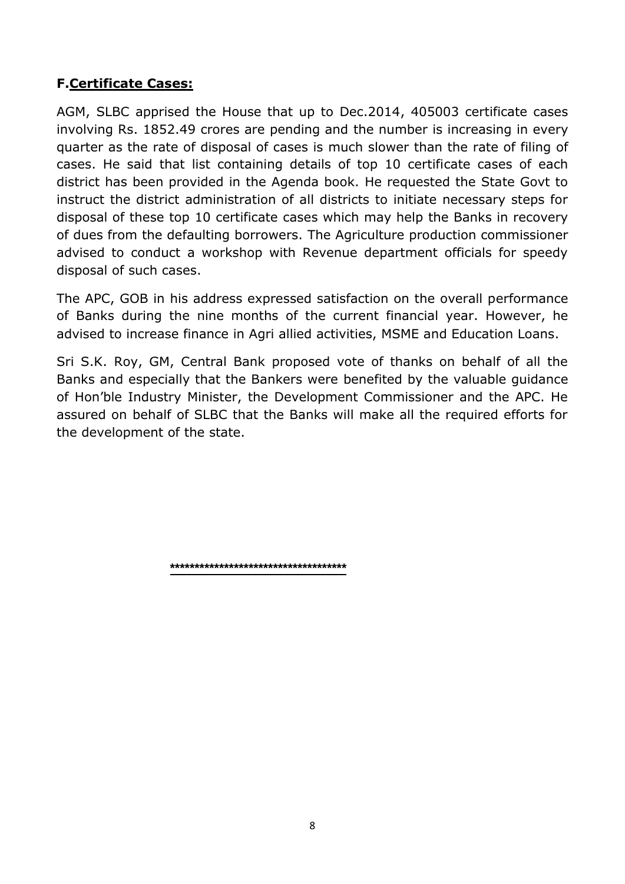## F. <u>Certificate Cases:</u>

AGM, SLBC apprised the House that up to Dec.2014, 405003 certificate cases involving Rs. 1852.49 crores are pending and the number is increasing in every quarter as the rate of disposal of cases is much slower than the rate of filing of cases. He said that list containing details of top 10 certificate cases of each district has been provided in the Agenda book. He requested the State Govt to instruct the district administration of all districts to initiate necessary steps for disposal of these top 10 certificate cases which may help the Banks in recovery of dues from the defaulting borrowers. The Agriculture production commissioner advised to conduct a workshop with Revenue department officials for speedy disposal of such cases.

The APC, GOB in his address expressed satisfaction on the overall performance of Banks during the nine months of the current financial year. However, he advised to increase finance in Agri allied activities, MSME and Education Loans.

Sri S.K. Roy, GM, Central Bank proposed vote of thanks on behalf of all the Banks and especially that the Bankers were benefited by the valuable guidance of Hon'ble Industry Minister, the Development Commissioner and the APC. He assured on behalf of SLBC that the Banks will make all the required efforts for the development of the state.

**************************************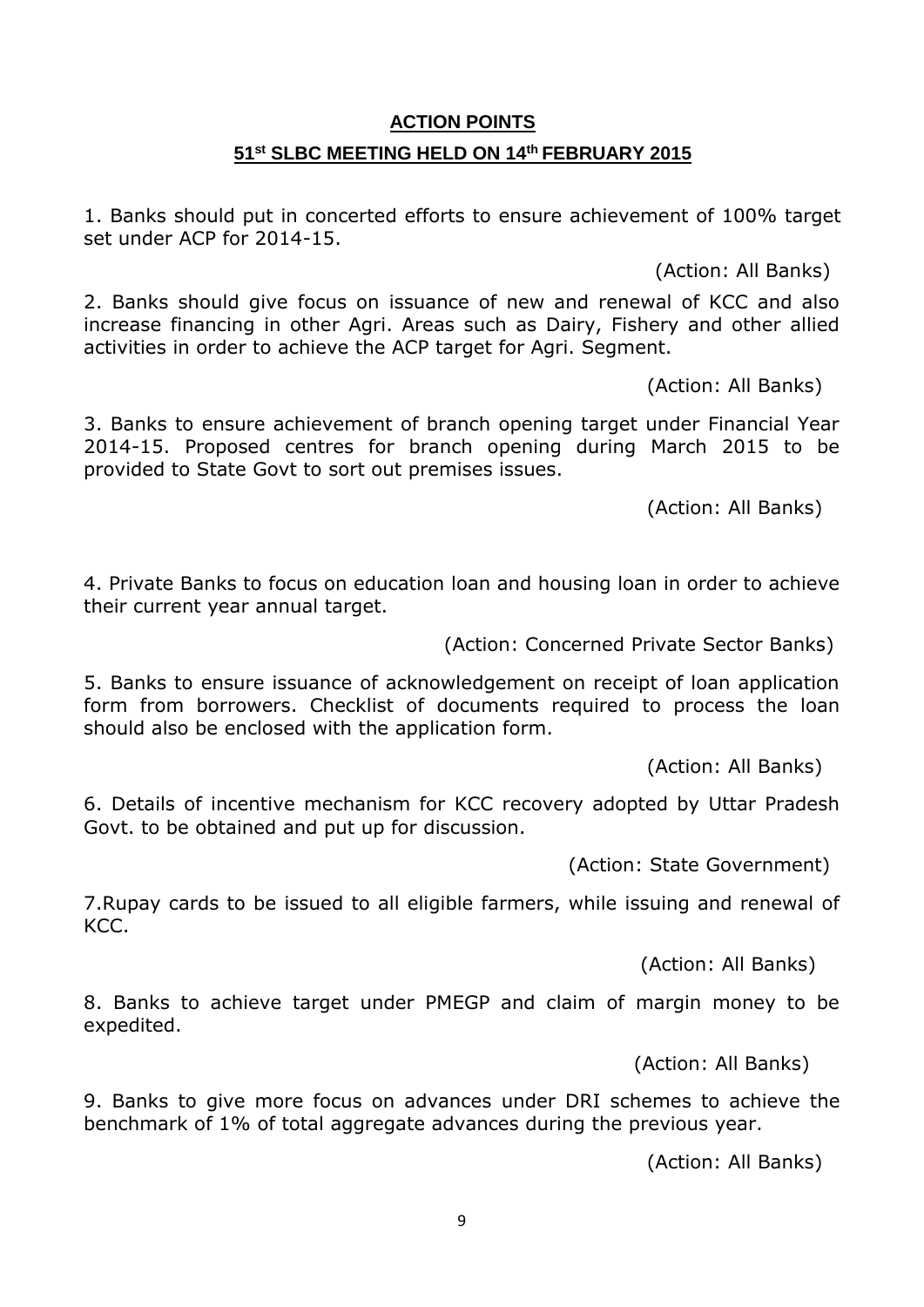## ACTION POINTS

### 51st SLBC MEETING HELD ON 14th FEBRUARY 2015

1. Banks should put in concerted efforts to ensure achievement of 100% target set under ACP for 2014-15.

(Action: All Banks)

2. Banks should give focus on issuance of new and renewal of KCC and also increase financing in other Agri. Areas such as Dairy, Fishery and other allied activities in order to achieve the ACP target for Agri. Segment.

(Action: All Banks)

3. Banks to ensure achievement of branch opening target under Financial Year 2014-15. Proposed centres for branch opening during March 2015 to be provided to State Govt to sort out premises issues.

(Action: All Banks)

4. Private Banks to focus on education loan and housing loan in order to achieve their current year annual target.

(Action: Concerned Private Sector Banks)

5. Banks to ensure issuance of acknowledgement on receipt of loan application form from borrowers. Checklist of documents required to process the loan should also be enclosed with the application form.

(Action: All Banks)

6. Details of incentive mechanism for KCC recovery adopted by Uttar Pradesh Govt. to be obtained and put up for discussion.

(Action: State Government)

7. Rupay cards to be issued to all eligible farmers, while issuing and renewal of KCC.

(Action: All Banks)

8. Banks to achieve target under PMEGP and claim of margin money to be expedited.

(Action: All Banks)

9. Banks to give more focus on advances under DRI schemes to achieve the benchmark of 1% of total aggregate advances during the previous year.

(Action: All Banks)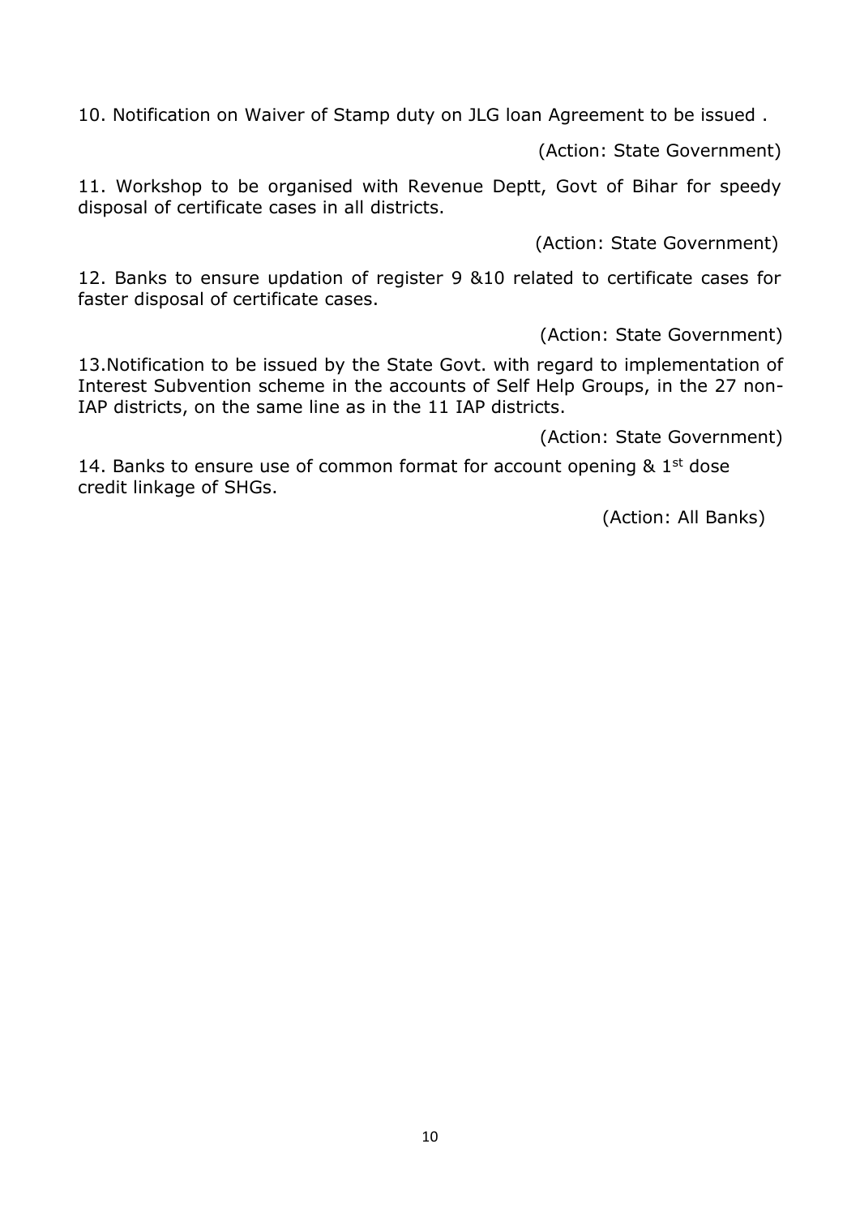10. Notification on Waiver of Stamp duty on JLG loan Agreement to be issued .

(Action: State Government)

11. Workshop to be organised with Revenue Deptt, Govt of Bihar for speedy disposal of certificate cases in all districts.

(Action: State Government)

12. Banks to ensure updation of register 9 &10 related to certificate cases for faster disposal of certificate cases.

(Action: State Government)

13.Notification to be issued by the State Govt. with regard to implementation of Interest Subvention scheme in the accounts of Self Help Groups, in the 27 non-IAP districts, on the same line as in the 11 IAP districts.

(Action: State Government)

14. Banks to ensure use of common format for account opening & 1st dose credit linkage of SHGs.

(Action: All Banks)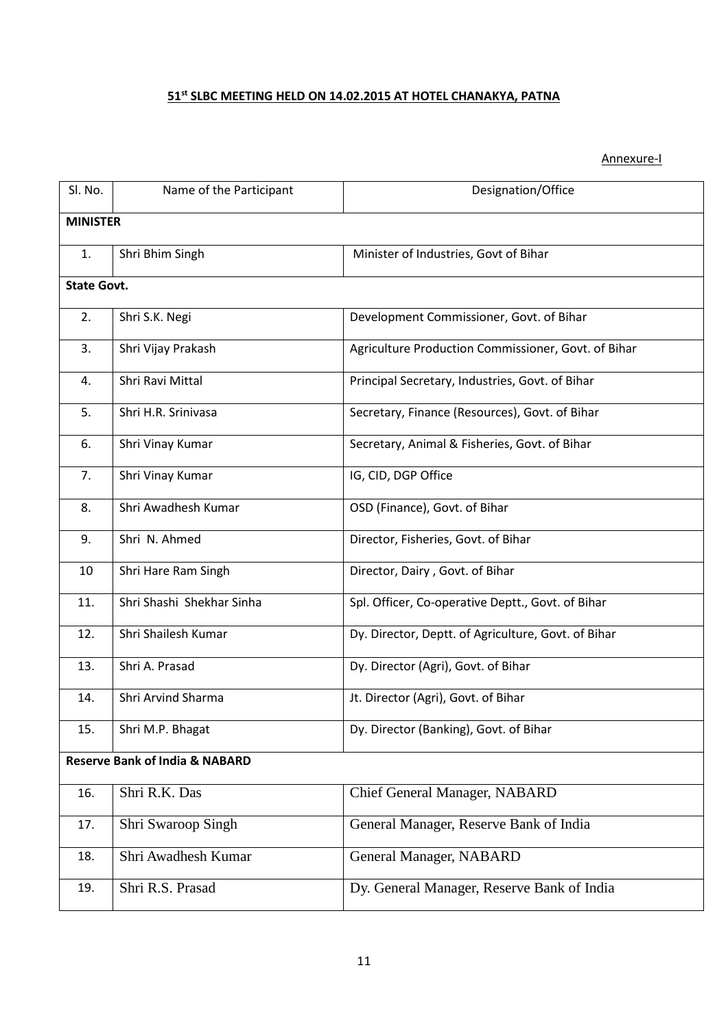**51st SLBC MEETING HELD ON 14.02.2015 AT HOTEL CHANAKYA, PATNA**

Annexure-I

| Sl. No. | Name of the Participant | Designation/Office |
|---|---|---|
| **MINISTER** | | |
| 1. | Shri Bhim Singh | Minister of Industries, Govt of Bihar |
| **State Govt.** | | |
| 2. | Shri S.K. Negi | Development Commissioner, Govt. of Bihar |
| 3. | Shri Vijay Prakash | Agriculture Production Commissioner, Govt. of Bihar |
| 4. | Shri Ravi Mittal | Principal Secretary, Industries, Govt. of Bihar |
| 5. | Shri H.R. Srinivasa | Secretary, Finance (Resources), Govt. of Bihar |
| 6. | Shri Vinay Kumar | Secretary, Animal & Fisheries, Govt. of Bihar |
| 7. | Shri Vinay Kumar | IG, CID, DGP Office |
| 8. | Shri Awadhesh Kumar | OSD (Finance), Govt. of Bihar |
| 9. | Shri N. Ahmed | Director, Fisheries, Govt. of Bihar |
| 10 | Shri Hare Ram Singh | Director, Dairy , Govt. of Bihar |
| 11. | Shri Shashi Shekhar Sinha | Spl. Officer, Co-operative Deptt., Govt. of Bihar |
| 12. | Shri Shailesh Kumar | Dy. Director, Deptt. of Agriculture, Govt. of Bihar |
| 13. | Shri A. Prasad | Dy. Director (Agri), Govt. of Bihar |
| 14. | Shri Arvind Sharma | Jt. Director (Agri), Govt. of Bihar |
| 15. | Shri M.P. Bhagat | Dy. Director (Banking), Govt. of Bihar |
| **Reserve Bank of India & NABARD** | | |
| 16. | Shri R.K. Das | Chief General Manager, NABARD |
| 17. | Shri Swaroop Singh | General Manager, Reserve Bank of India |
| 18. | Shri Awadhesh Kumar | General Manager, NABARD |
| 19. | Shri R.S. Prasad | Dy. General Manager, Reserve Bank of India |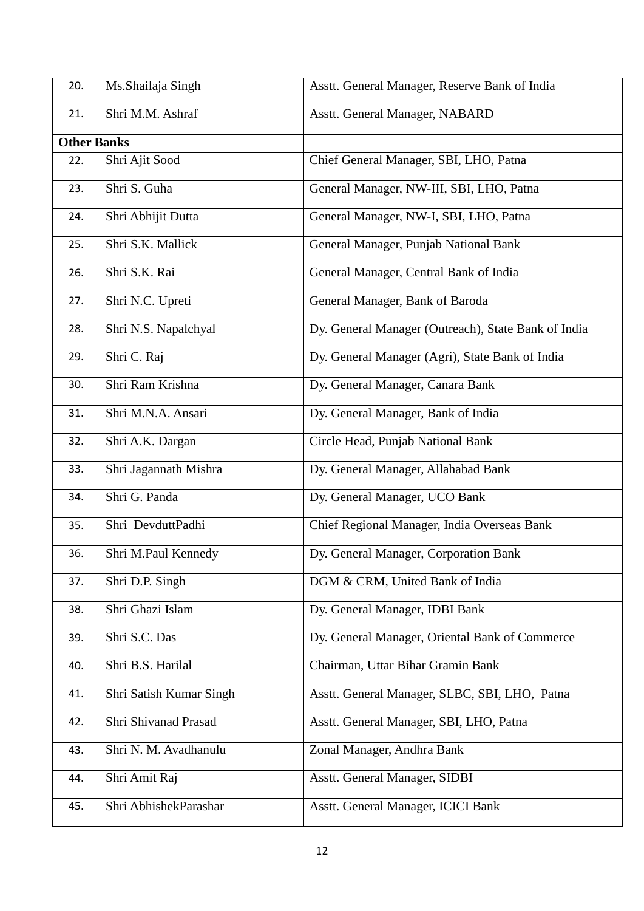| | | |
|---|---|---|
| 20. | Ms.Shailaja Singh | Asstt. General Manager, Reserve Bank of India |
| 21. | Shri M.M. Ashraf | Asstt. General Manager, NABARD |
| **Other Banks** | | |
| 22. | Shri Ajit Sood | Chief General Manager, SBI, LHO, Patna |
| 23. | Shri S. Guha | General Manager, NW-III, SBI, LHO, Patna |
| 24. | Shri Abhijit Dutta | General Manager, NW-I, SBI, LHO, Patna |
| 25. | Shri S.K. Mallick | General Manager, Punjab National Bank |
| 26. | Shri S.K. Rai | General Manager, Central Bank of India |
| 27. | Shri N.C. Upreti | General Manager, Bank of Baroda |
| 28. | Shri N.S. Napalchyal | Dy. General Manager (Outreach), State Bank of India |
| 29. | Shri C. Raj | Dy. General Manager (Agri), State Bank of India |
| 30. | Shri Ram Krishna | Dy. General Manager, Canara Bank |
| 31. | Shri M.N.A. Ansari | Dy. General Manager, Bank of India |
| 32. | Shri A.K. Dargan | Circle Head, Punjab National Bank |
| 33. | Shri Jagannath Mishra | Dy. General Manager, Allahabad Bank |
| 34. | Shri G. Panda | Dy. General Manager, UCO Bank |
| 35. | Shri DevduttPadhi | Chief Regional Manager, India Overseas Bank |
| 36. | Shri M.Paul Kennedy | Dy. General Manager, Corporation Bank |
| 37. | Shri D.P. Singh | DGM & CRM, United Bank of India |
| 38. | Shri Ghazi Islam | Dy. General Manager, IDBI Bank |
| 39. | Shri S.C. Das | Dy. General Manager, Oriental Bank of Commerce |
| 40. | Shri B.S. Harilal | Chairman, Uttar Bihar Gramin Bank |
| 41. | Shri Satish Kumar Singh | Asstt. General Manager, SLBC, SBI, LHO, Patna |
| 42. | Shri Shivanad Prasad | Asstt. General Manager, SBI, LHO, Patna |
| 43. | Shri N. M. Avadhanulu | Zonal Manager, Andhra Bank |
| 44. | Shri Amit Raj | Asstt. General Manager, SIDBI |
| 45. | Shri AbhishekParashar | Asstt. General Manager, ICICI Bank |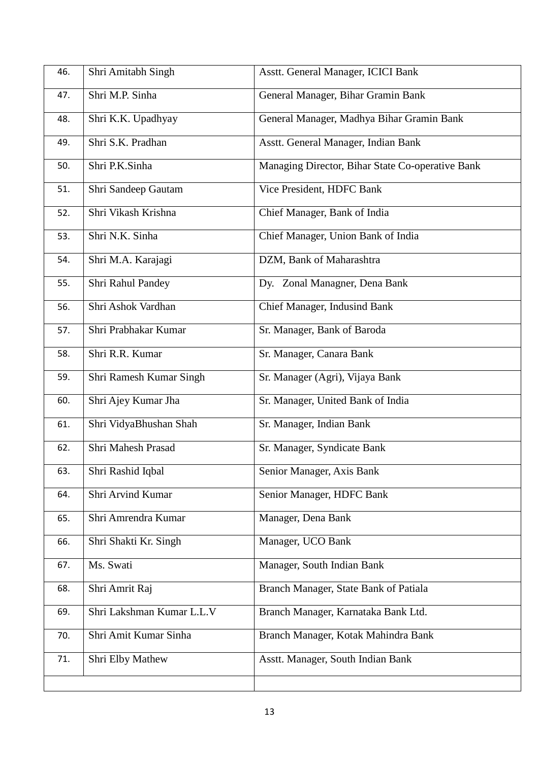| | | |
|---|---|---|
| 46. | Shri Amitabh Singh | Asstt. General Manager, ICICI Bank |
| 47. | Shri M.P. Sinha | General Manager, Bihar Gramin Bank |
| 48. | Shri K.K. Upadhyay | General Manager, Madhya Bihar Gramin Bank |
| 49. | Shri S.K. Pradhan | Asstt. General Manager, Indian Bank |
| 50. | Shri P.K.Sinha | Managing Director, Bihar State Co-operative Bank |
| 51. | Shri Sandeep Gautam | Vice President, HDFC Bank |
| 52. | Shri Vikash Krishna | Chief Manager, Bank of India |
| 53. | Shri N.K. Sinha | Chief Manager, Union Bank of India |
| 54. | Shri M.A. Karajagi | DZM, Bank of Maharashtra |
| 55. | Shri Rahul Pandey | Dy. Zonal Managner, Dena Bank |
| 56. | Shri Ashok Vardhan | Chief Manager, Indusind Bank |
| 57. | Shri Prabhakar Kumar | Sr. Manager, Bank of Baroda |
| 58. | Shri R.R. Kumar | Sr. Manager, Canara Bank |
| 59. | Shri Ramesh Kumar Singh | Sr. Manager (Agri), Vijaya Bank |
| 60. | Shri Ajey Kumar Jha | Sr. Manager, United Bank of India |
| 61. | Shri VidyaBhushan Shah | Sr. Manager, Indian Bank |
| 62. | Shri Mahesh Prasad | Sr. Manager, Syndicate Bank |
| 63. | Shri Rashid Iqbal | Senior Manager, Axis Bank |
| 64. | Shri Arvind Kumar | Senior Manager, HDFC Bank |
| 65. | Shri Amrendra Kumar | Manager, Dena Bank |
| 66. | Shri Shakti Kr. Singh | Manager, UCO Bank |
| 67. | Ms. Swati | Manager, South Indian Bank |
| 68. | Shri Amrit Raj | Branch Manager, State Bank of Patiala |
| 69. | Shri Lakshman Kumar L.L.V | Branch Manager, Karnataka Bank Ltd. |
| 70. | Shri Amit Kumar Sinha | Branch Manager, Kotak Mahindra Bank |
| 71. | Shri Elby Mathew | Asstt. Manager, South Indian Bank |
| | | |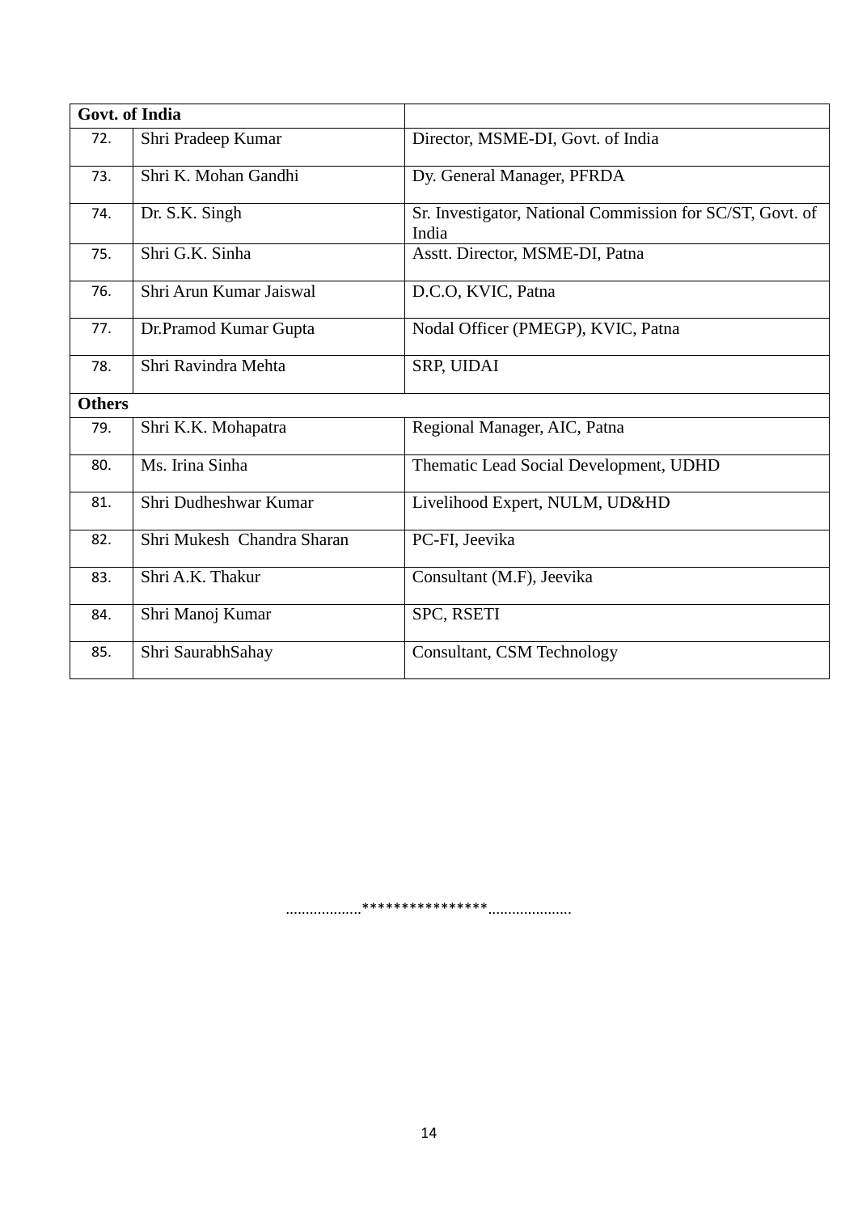| | | |
|---|---|---|
| **Govt. of India** | | |
| 72. | Shri Pradeep Kumar | Director, MSME-DI, Govt. of India |
| 73. | Shri K. Mohan Gandhi | Dy. General Manager, PFRDA |
| 74. | Dr. S.K. Singh | Sr. Investigator, National Commission for SC/ST, Govt. of India |
| 75. | Shri G.K. Sinha | Asstt. Director, MSME-DI, Patna |
| 76. | Shri Arun Kumar Jaiswal | D.C.O, KVIC, Patna |
| 77. | Dr.Pramod Kumar Gupta | Nodal Officer (PMEGP), KVIC, Patna |
| 78. | Shri Ravindra Mehta | SRP, UIDAI |
| **Others** | | |
| 79. | Shri K.K. Mohapatra | Regional Manager, AIC, Patna |
| 80. | Ms. Irina Sinha | Thematic Lead Social Development, UDHD |
| 81. | Shri Dudheshwar Kumar | Livelihood Expert, NULM, UD&HD |
| 82. | Shri Mukesh Chandra Sharan | PC-FI, Jeevika |
| 83. | Shri A.K. Thakur | Consultant (M.F), Jeevika |
| 84. | Shri Manoj Kumar | SPC, RSETI |
| 85. | Shri SaurabhSahay | Consultant, CSM Technology |

..................****************....................